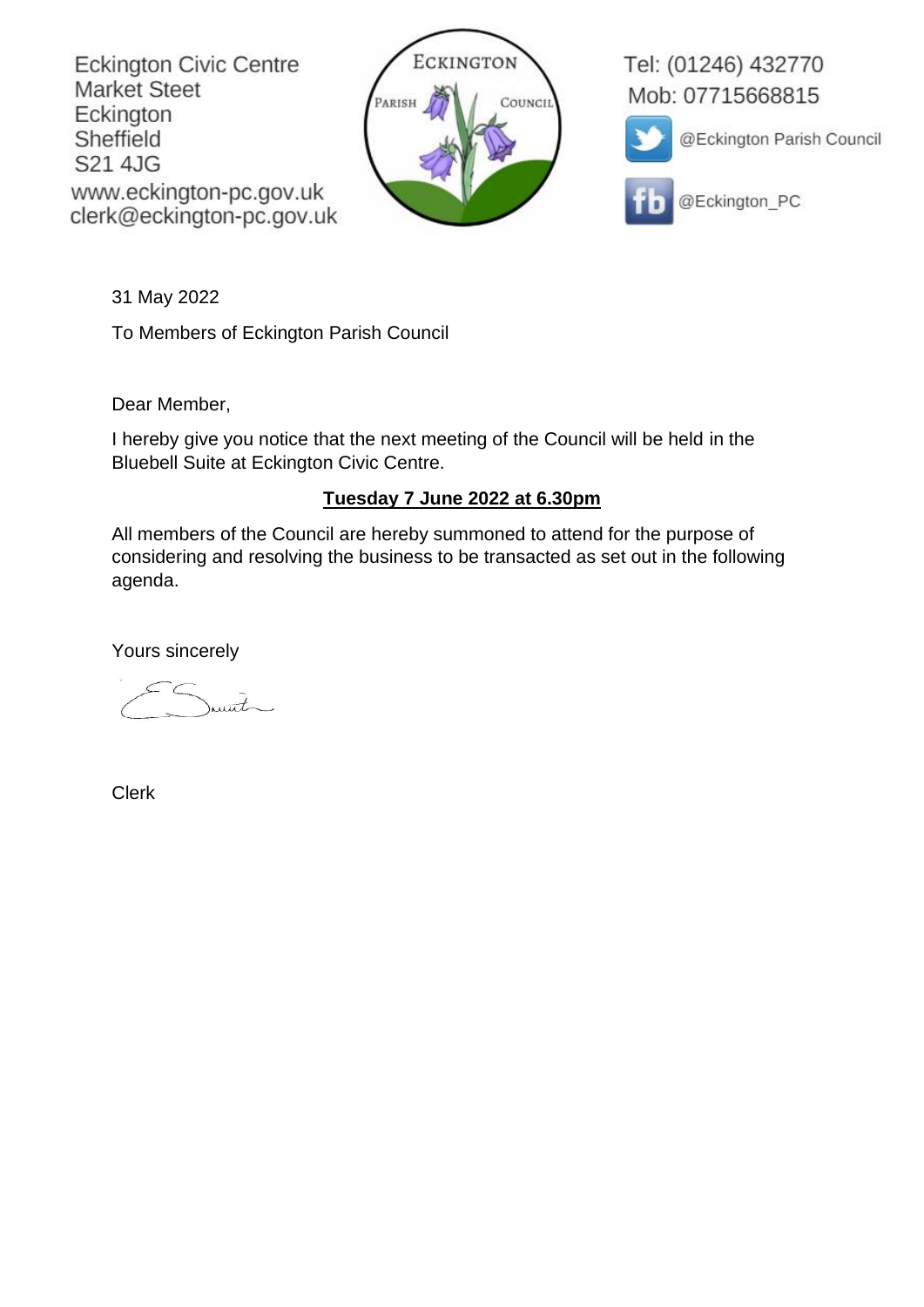Eckington Civic Centre
Market Steet
Eckington
Sheffield
S21 4JG
www.eckington-pc.gov.uk
clerk@eckington-pc.gov.uk

ECKINGTON PARISH COUNCIL

Tel: (01246) 432770
Mob: 07715668815

@Eckington Parish Council

@Eckington_PC

31 May 2022

To Members of Eckington Parish Council

Dear Member,

I hereby give you notice that the next meeting of the Council will be held in the Bluebell Suite at Eckington Civic Centre.

**Tuesday 7 June 2022 at 6.30pm**

All members of the Council are hereby summoned to attend for the purpose of considering and resolving the business to be transacted as set out in the following agenda.

Yours sincerely

E Smith

Clerk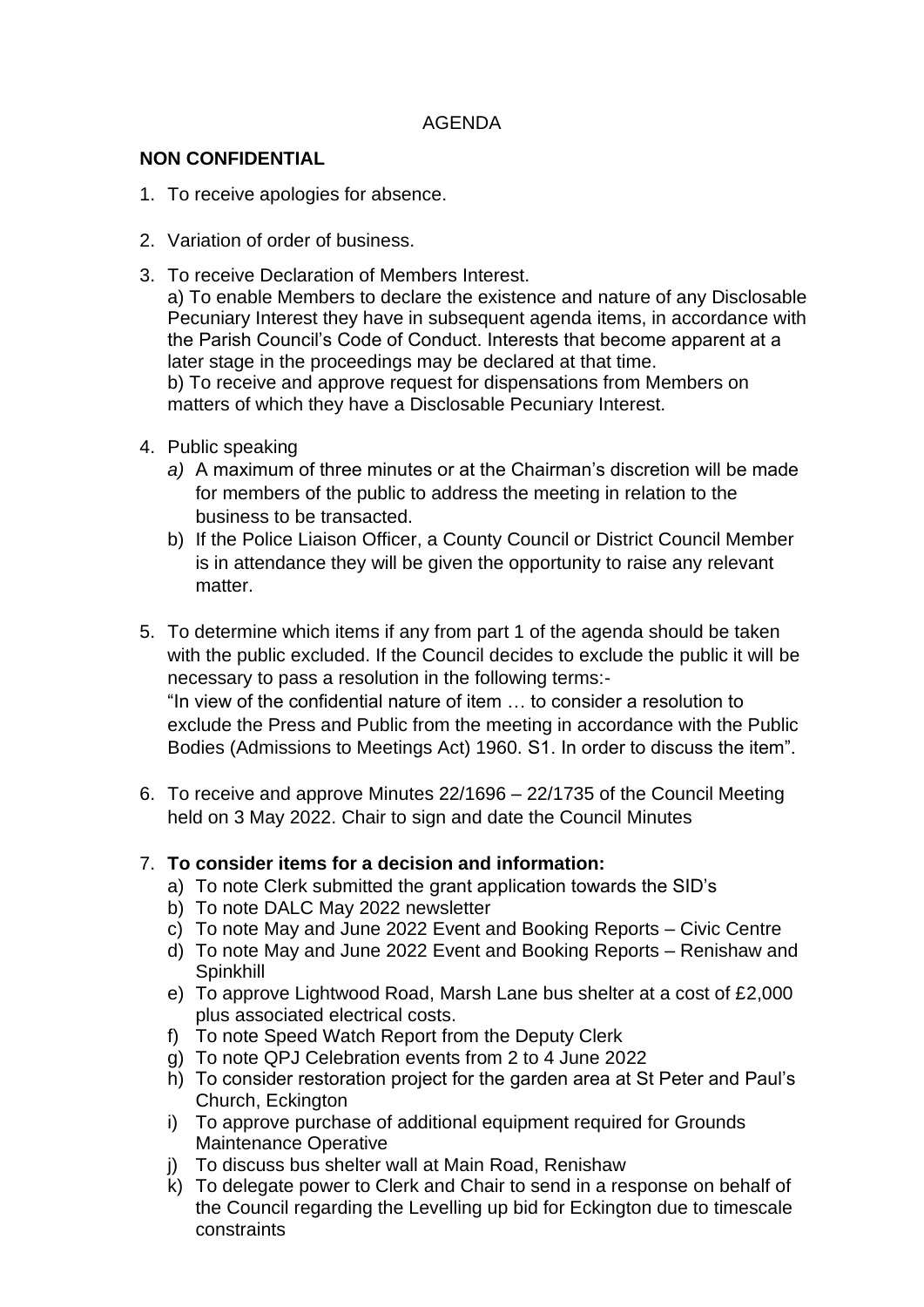AGENDA

**NON CONFIDENTIAL**

1. To receive apologies for absence.

2. Variation of order of business.

3. To receive Declaration of Members Interest.
   a) To enable Members to declare the existence and nature of any Disclosable Pecuniary Interest they have in subsequent agenda items, in accordance with the Parish Council's Code of Conduct. Interests that become apparent at a later stage in the proceedings may be declared at that time.
   b) To receive and approve request for dispensations from Members on matters of which they have a Disclosable Pecuniary Interest.

4. Public speaking
   *a)* A maximum of three minutes or at the Chairman's discretion will be made for members of the public to address the meeting in relation to the business to be transacted.
   b) If the Police Liaison Officer, a County Council or District Council Member is in attendance they will be given the opportunity to raise any relevant matter.

5. To determine which items if any from part 1 of the agenda should be taken with the public excluded. If the Council decides to exclude the public it will be necessary to pass a resolution in the following terms:-
   "In view of the confidential nature of item … to consider a resolution to exclude the Press and Public from the meeting in accordance with the Public Bodies (Admissions to Meetings Act) 1960. S1. In order to discuss the item".

6. To receive and approve Minutes 22/1696 – 22/1735 of the Council Meeting held on 3 May 2022. Chair to sign and date the Council Minutes

7. **To consider items for a decision and information:**
   a) To note Clerk submitted the grant application towards the SID's
   b) To note DALC May 2022 newsletter
   c) To note May and June 2022 Event and Booking Reports – Civic Centre
   d) To note May and June 2022 Event and Booking Reports – Renishaw and Spinkhill
   e) To approve Lightwood Road, Marsh Lane bus shelter at a cost of £2,000 plus associated electrical costs.
   f) To note Speed Watch Report from the Deputy Clerk
   g) To note QPJ Celebration events from 2 to 4 June 2022
   h) To consider restoration project for the garden area at St Peter and Paul's Church, Eckington
   i) To approve purchase of additional equipment required for Grounds Maintenance Operative
   j) To discuss bus shelter wall at Main Road, Renishaw
   k) To delegate power to Clerk and Chair to send in a response on behalf of the Council regarding the Levelling up bid for Eckington due to timescale constraints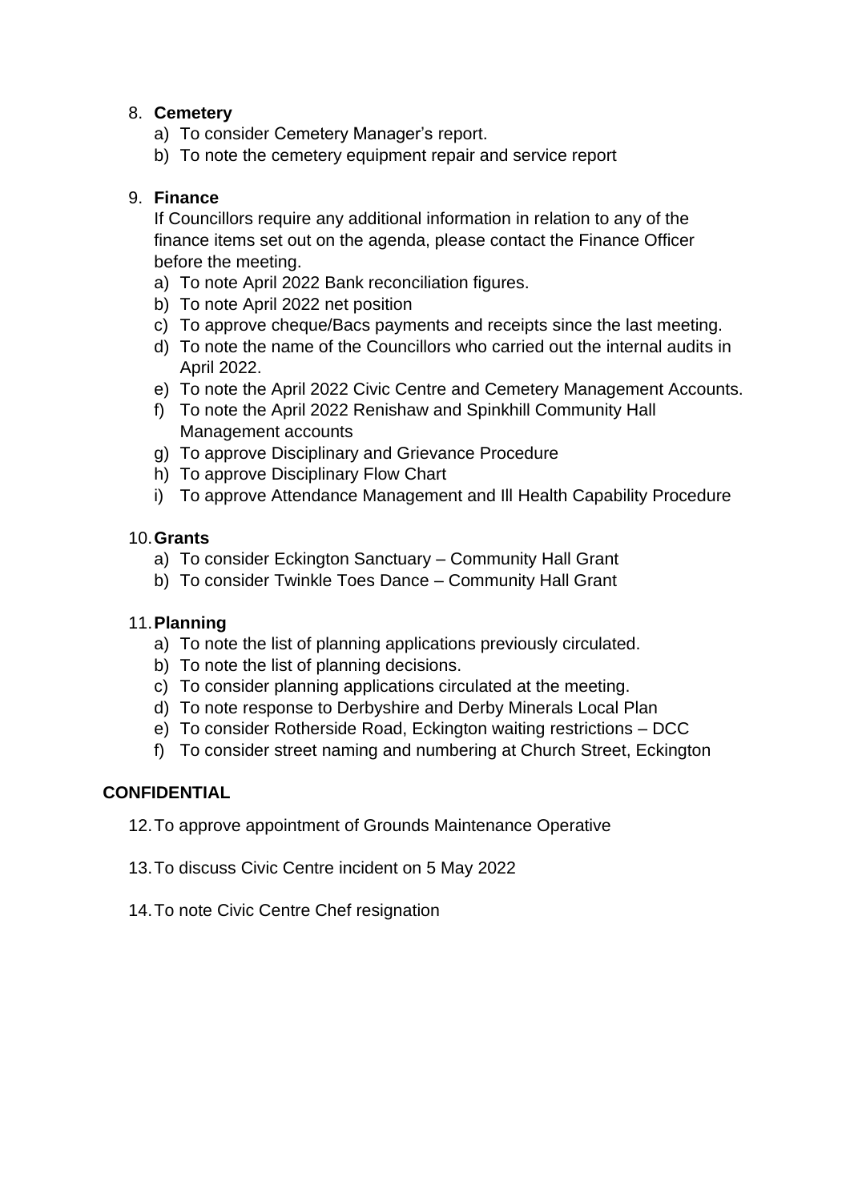8. **Cemetery**
   a) To consider Cemetery Manager's report.
   b) To note the cemetery equipment repair and service report

9. **Finance**

   If Councillors require any additional information in relation to any of the finance items set out on the agenda, please contact the Finance Officer before the meeting.

   a) To note April 2022 Bank reconciliation figures.
   b) To note April 2022 net position
   c) To approve cheque/Bacs payments and receipts since the last meeting.
   d) To note the name of the Councillors who carried out the internal audits in April 2022.
   e) To note the April 2022 Civic Centre and Cemetery Management Accounts.
   f) To note the April 2022 Renishaw and Spinkhill Community Hall Management accounts
   g) To approve Disciplinary and Grievance Procedure
   h) To approve Disciplinary Flow Chart
   i) To approve Attendance Management and Ill Health Capability Procedure

10. **Grants**
    a) To consider Eckington Sanctuary – Community Hall Grant
    b) To consider Twinkle Toes Dance – Community Hall Grant

11. **Planning**
    a) To note the list of planning applications previously circulated.
    b) To note the list of planning decisions.
    c) To consider planning applications circulated at the meeting.
    d) To note response to Derbyshire and Derby Minerals Local Plan
    e) To consider Rotherside Road, Eckington waiting restrictions – DCC
    f) To consider street naming and numbering at Church Street, Eckington

**CONFIDENTIAL**

12. To approve appointment of Grounds Maintenance Operative

13. To discuss Civic Centre incident on 5 May 2022

14. To note Civic Centre Chef resignation